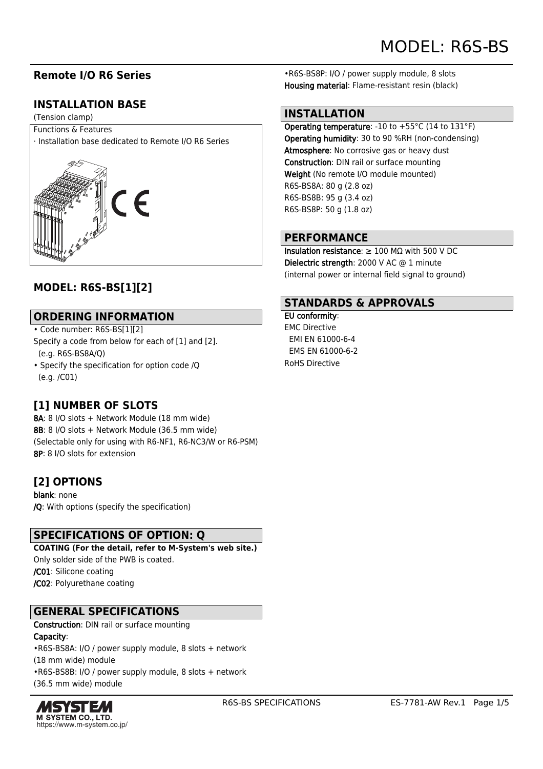# MODEL: R6S-BS

## Remote I/O R6 Series

## INSTALLATION BASE

(Tension clamp)

Functions & Features

· Installation base dedicated to Remote I/O R6 Series

## MODEL: R6S-BS[1][2]

## ORDERING INFORMATION

• Code number: R6S-BS[1][2]
Specify a code from below for each of [1] and [2].
(e.g. R6S-BS8A/Q)
• Specify the specification for option code /Q
(e.g. /C01)

## [1] NUMBER OF SLOTS

**8A**: 8 I/O slots + Network Module (18 mm wide)
**8B**: 8 I/O slots + Network Module (36.5 mm wide)
(Selectable only for using with R6-NF1, R6-NC3/W or R6-PSM)
**8P**: 8 I/O slots for extension

## [2] OPTIONS

**blank**: none
**/Q**: With options (specify the specification)

## SPECIFICATIONS OF OPTION: Q

**COATING (For the detail, refer to M-System's web site.)**
Only solder side of the PWB is coated.
**/C01**: Silicone coating
**/C02**: Polyurethane coating

## GENERAL SPECIFICATIONS

**Construction**: DIN rail or surface mounting
**Capacity**:
•R6S-BS8A: I/O / power supply module, 8 slots + network (18 mm wide) module
•R6S-BS8B: I/O / power supply module, 8 slots + network (36.5 mm wide) module
•R6S-BS8P: I/O / power supply module, 8 slots
**Housing material**: Flame-resistant resin (black)

## INSTALLATION

**Operating temperature**: -10 to +55°C (14 to 131°F)
**Operating humidity**: 30 to 90 %RH (non-condensing)
**Atmosphere**: No corrosive gas or heavy dust
**Construction**: DIN rail or surface mounting
**Weight** (No remote I/O module mounted)
R6S-BS8A: 80 g (2.8 oz)
R6S-BS8B: 95 g (3.4 oz)
R6S-BS8P: 50 g (1.8 oz)

## PERFORMANCE

**Insulation resistance**: ≥ 100 MΩ with 500 V DC
**Dielectric strength**: 2000 V AC @ 1 minute
(internal power or internal field signal to ground)

## STANDARDS & APPROVALS

**EU conformity**:
EMC Directive
EMI EN 61000-6-4
EMS EN 61000-6-2
RoHS Directive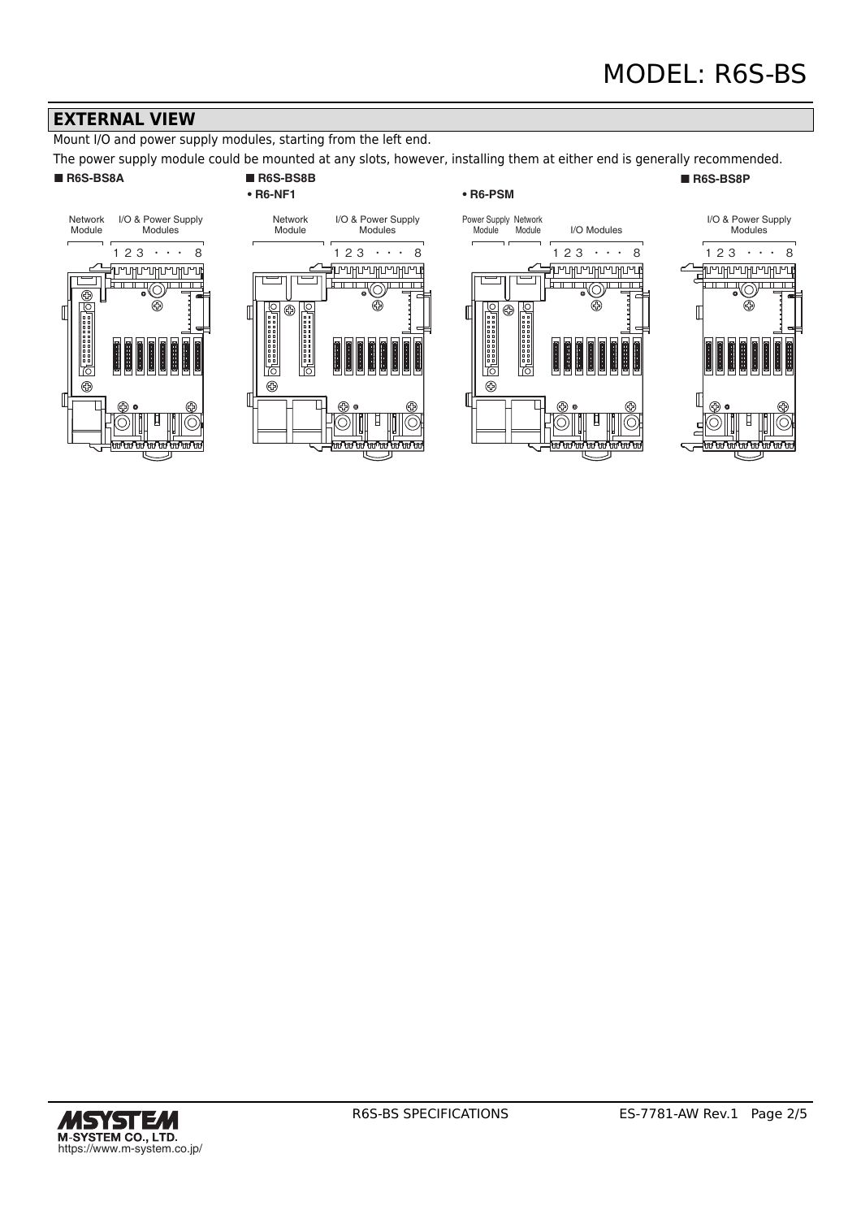## EXTERNAL VIEW

Mount I/O and power supply modules, starting from the left end.

The power supply module could be mounted at any slots, however, installing them at either end is generally recommended.

■ **R6S-BS8A**

Network Module | I/O & Power Supply Modules

1 2 3 · · · 8

■ **R6S-BS8B**

**• R6-NF1**

Network Module | I/O & Power Supply Modules

1 2 3 · · · 8

**• R6-PSM**

Power Supply Module | Network Module | I/O Modules

1 2 3 · · · 8

■ **R6S-BS8P**

I/O & Power Supply Modules

1 2 3 · · · 8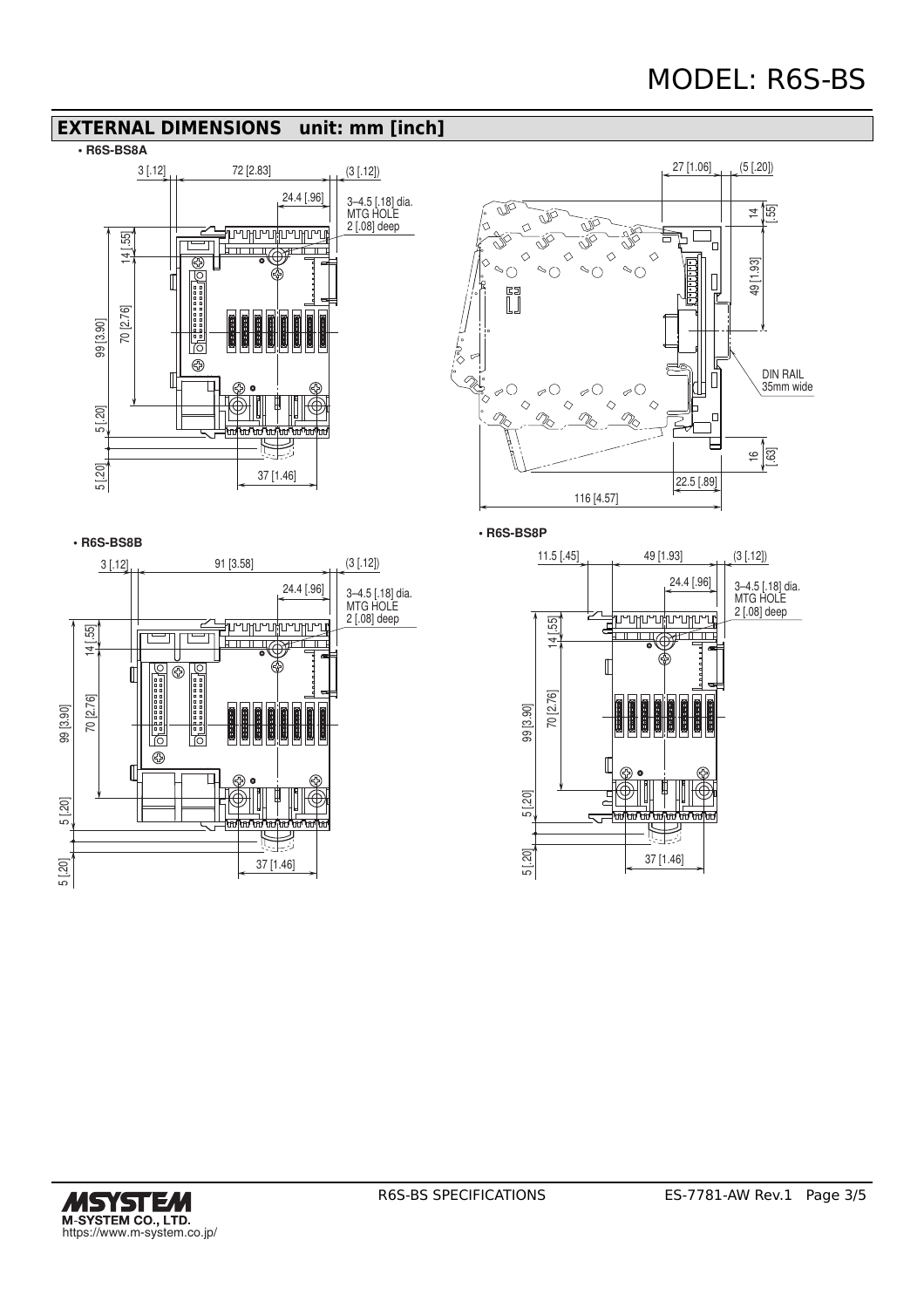# MODEL: R6S-BS

## EXTERNAL DIMENSIONS unit: mm [inch]

• R6S-BS8A

3 [.12] 72 [2.83] (3 [.12])

24.4 [.96]

3–4.5 [.18] dia. MTG HOLE 2 [.08] deep

14 [.55] 70 [2.76] 99 [3.90] 5 [.20] 5 [.20]

37 [1.46]

27 [1.06] (5 [.20])

14 [.55] 49 [1.93]

DIN RAIL 35mm wide

16 [.63]

22.5 [.89]

116 [4.57]

• R6S-BS8B

3 [.12] 91 [3.58] (3 [.12])

24.4 [.96]

3–4.5 [.18] dia. MTG HOLE 2 [.08] deep

14 [.55] 70 [2.76] 99 [3.90] 5 [.20] 5 [.20]

37 [1.46]

• R6S-BS8P

11.5 [.45] 49 [1.93] (3 [.12])

24.4 [.96]

3–4.5 [.18] dia. MTG HOLE 2 [.08] deep

14 [.55] 70 [2.76] 99 [3.90] 5 [.20] 5 [.20]

37 [1.46]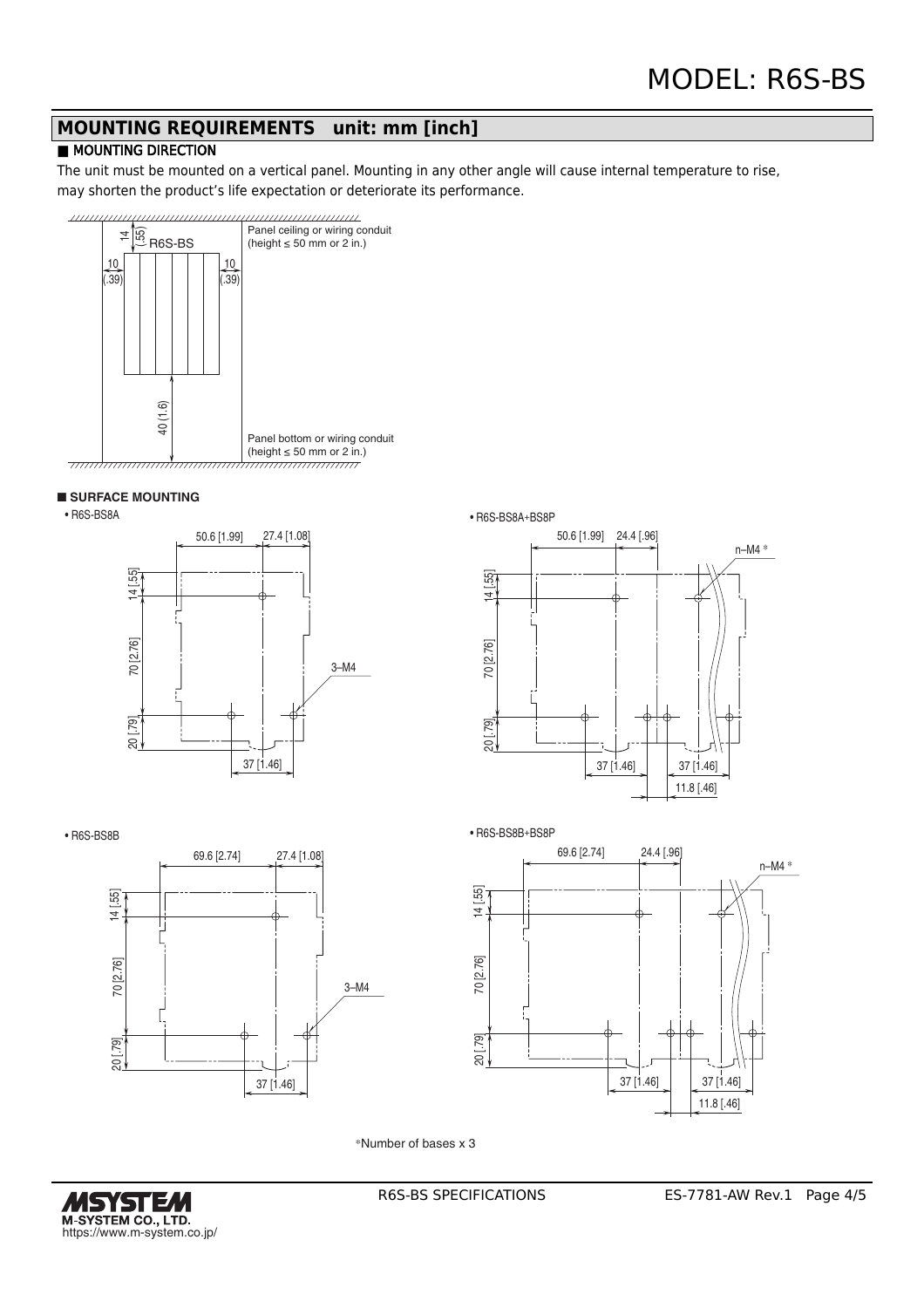## MOUNTING REQUIREMENTS unit: mm [inch]

### ■ MOUNTING DIRECTION

The unit must be mounted on a vertical panel. Mounting in any other angle will cause internal temperature to rise, may shorten the product's life expectation or deteriorate its performance.

14 (.55)
R6S-BS
10 (.39)
10 (.39)
40 (1.6)

Panel ceiling or wiring conduit (height ≤ 50 mm or 2 in.)

Panel bottom or wiring conduit (height ≤ 50 mm or 2 in.)

### ■ SURFACE MOUNTING

• R6S-BS8A

50.6 [1.99] 27.4 [1.08]
14 [.55]
70 [2.76]
20 [.79]
3–M4
37 [1.46]

• R6S-BS8A+BS8P

50.6 [1.99] 24.4 [.96]
n–M4 *
14 [.55]
70 [2.76]
20 [.79]
37 [1.46] 37 [1.46]
11.8 [.46]

• R6S-BS8B

69.6 [2.74] 27.4 [1.08]
14 [.55]
70 [2.76]
20 [.79]
3–M4
37 [1.46]

• R6S-BS8B+BS8P

69.6 [2.74] 24.4 [.96]
n–M4 *
14 [.55]
70 [2.76]
20 [.79]
37 [1.46] 37 [1.46]
11.8 [.46]

*Number of bases x 3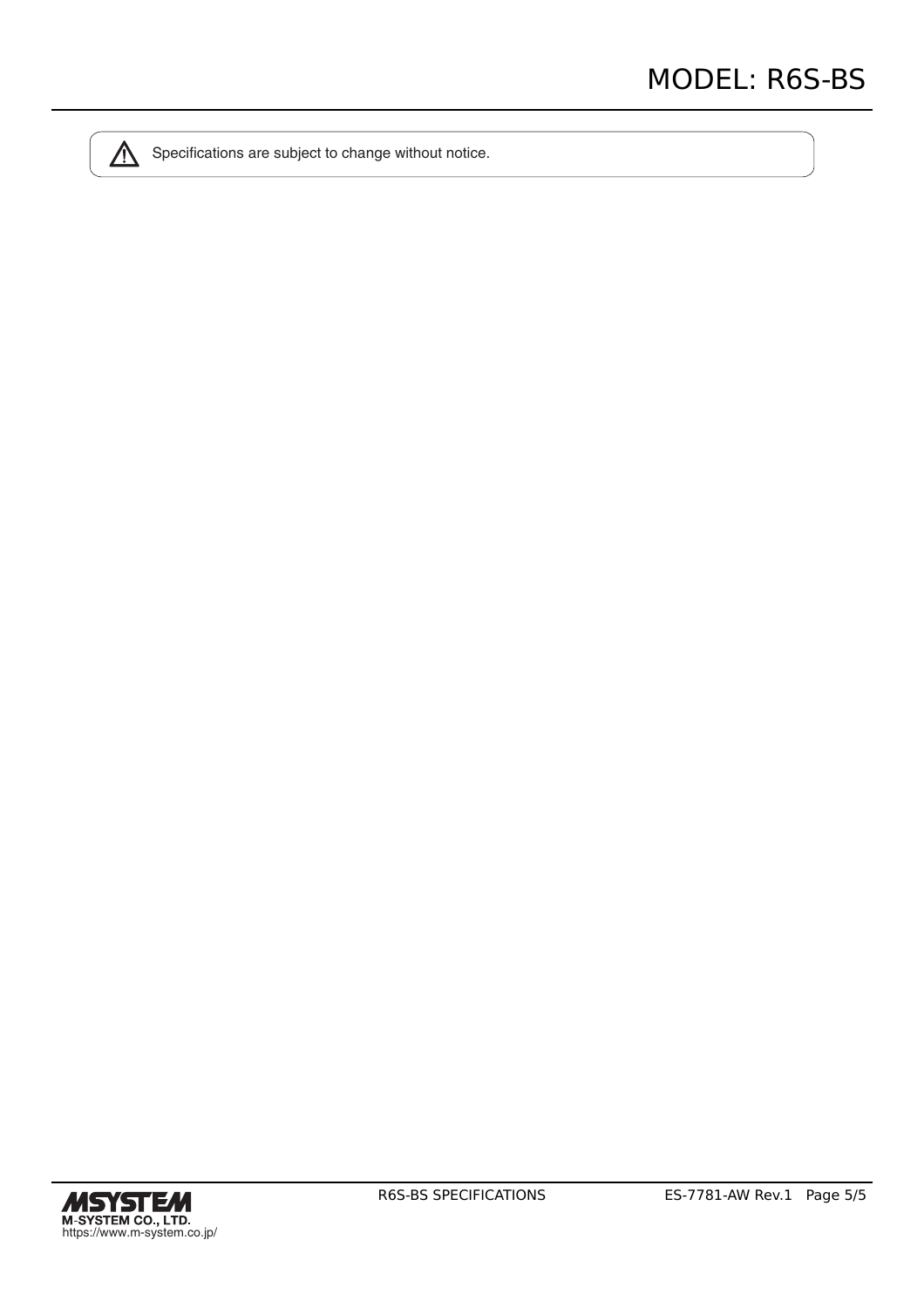⚠ Specifications are subject to change without notice.